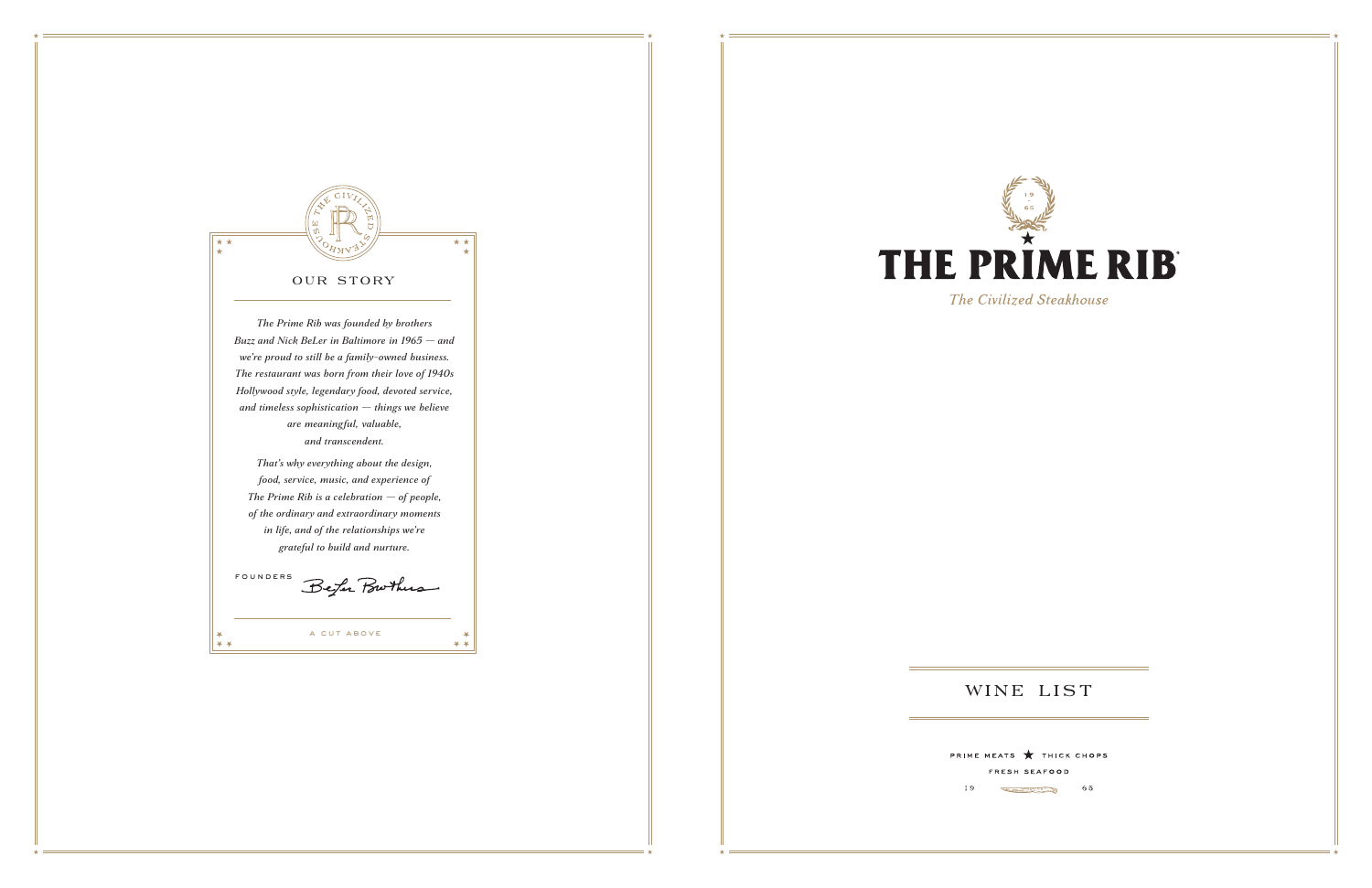## OUR STORY

*The Prime Rib was founded by brothers Buzz and Nick BeLer in Baltimore in 1965 — and we're proud to still be a family-owned business. The restaurant was born from their love of 1940s Hollywood style, legendary food, devoted service, and timeless sophistication — things we believe are meaningful, valuable, and transcendent.*

*That's why everything about the design, food, service, music, and experience of The Prime Rib is a celebration — of people, of the ordinary and extraordinary moments in life, and of the relationships we're grateful to build and nurture.*

FOUNDERS BeLer Brothers

A CUT ABOVE

# THE PRIME RIB

*The Civilized Steakhouse*

## WINE LIST

PRIME MEATS ★ THICK CHOPS

FRESH SEAFOOD

19 65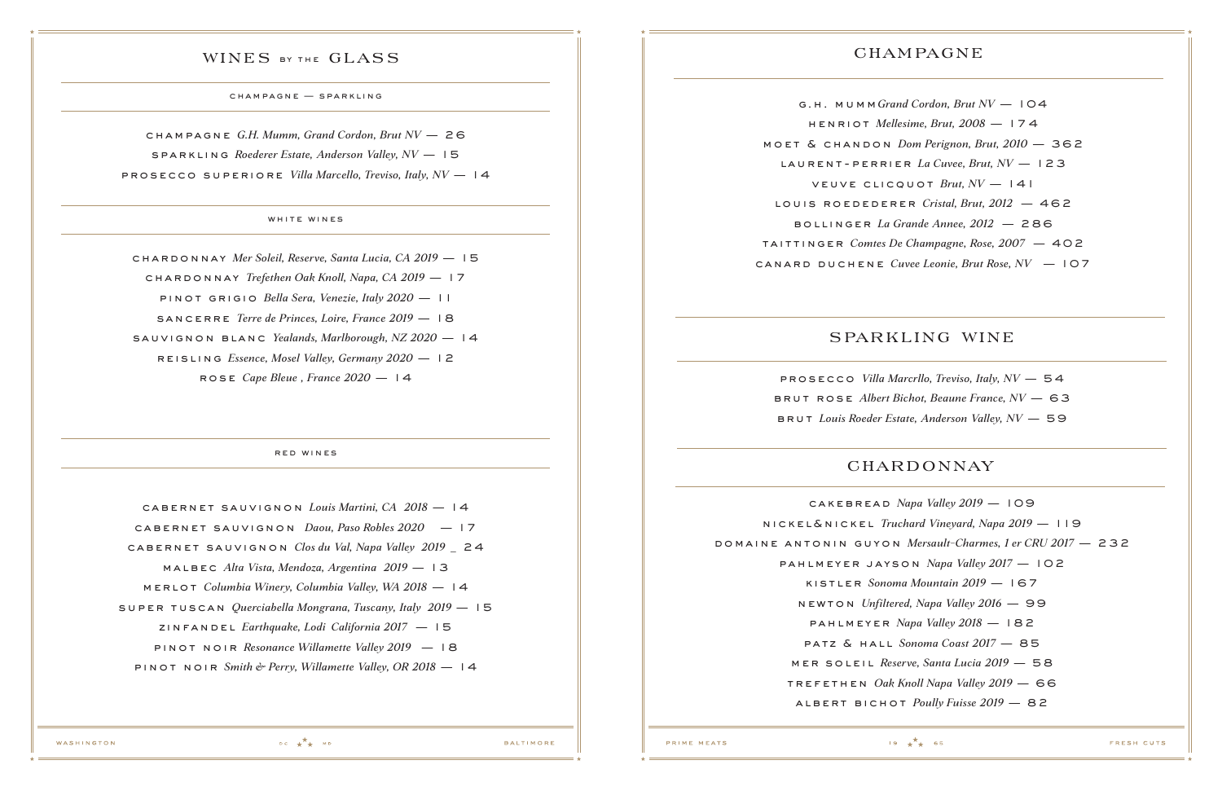# WINES BY THE GLASS

## CHAMPAGNE — SPARKLING

CHAMPAGNE *G.H. Mumm, Grand Cordon, Brut NV* — 26

SPARKLING *Roederer Estate, Anderson Valley, NV* — 15

PROSECCO SUPERIORE *Villa Marcello, Treviso, Italy, NV* — 14

## WHITE WINES

CHARDONNAY *Mer Soleil, Reserve, Santa Lucia, CA 2019* — 15

CHARDONNAY *Trefethen Oak Knoll, Napa, CA 2019* — 17

PINOT GRIGIO *Bella Sera, Venezie, Italy 2020* — 11

SANCERRE *Terre de Princes, Loire, France 2019* — 18

SAUVIGNON BLANC *Yealands, Marlborough, NZ 2020* — 14

REISLING *Essence, Mosel Valley, Germany 2020* — 12

ROSE *Cape Bleue , France 2020* — 14

## RED WINES

CABERNET SAUVIGNON *Louis Martini, CA 2018* — 14

CABERNET SAUVIGNON *Daou, Paso Robles 2020* — 17

CABERNET SAUVIGNON *Clos du Val, Napa Valley 2019* _ 24

MALBEC *Alta Vista, Mendoza, Argentina 2019* — 13

MERLOT *Columbia Winery, Columbia Valley, WA 2018* — 14

SUPER TUSCAN *Querciabella Mongrana, Tuscany, Italy 2019* — 15

ZINFANDEL *Earthquake, Lodi California 2017* — 15

PINOT NOIR *Resonance Willamette Valley 2019* — 18

PINOT NOIR *Smith & Perry, Willamette Valley, OR 2018* — 14

# CHAMPAGNE

G.H. MUMM *Grand Cordon, Brut NV* — 104

HENRIOT *Mellesime, Brut, 2008* — 174

MOET & CHANDON *Dom Perignon, Brut, 2010* — 362

LAURENT-PERRIER *La Cuvee, Brut, NV* — 123

VEUVE CLICQUOT *Brut, NV* — 141

LOUIS ROEDEDERER *Cristal, Brut, 2012* — 462

BOLLINGER *La Grande Annee, 2012* — 286

TAITTINGER *Comtes De Champagne, Rose, 2007* — 402

CANARD DUCHENE *Cuvee Leonie, Brut Rose, NV* — 107

# SPARKLING WINE

PROSECCO *Villa Marcrllo, Treviso, Italy, NV* — 54

BRUT ROSE *Albert Bichot, Beaune France, NV* — 63

BRUT *Louis Roeder Estate, Anderson Valley, NV* — 59

# CHARDONNAY

CAKEBREAD *Napa Valley 2019* — 109

NICKEL&NICKEL *Truchard Vineyard, Napa 2019* — 119

DOMAINE ANTONIN GUYON *Mersault-Charmes, 1 er CRU 2017* — 232

PAHLMEYER JAYSON *Napa Valley 2017* — 102

KISTLER *Sonoma Mountain 2019* — 167

NEWTON *Unfiltered, Napa Valley 2016* — 99

PAHLMEYER *Napa Valley 2018* — 182

PATZ & HALL *Sonoma Coast 2017* — 85

MER SOLEIL *Reserve, Santa Lucia 2019* — 58

TREFETHEN *Oak Knoll Napa Valley 2019* — 66

ALBERT BICHOT *Poully Fuisse 2019* — 82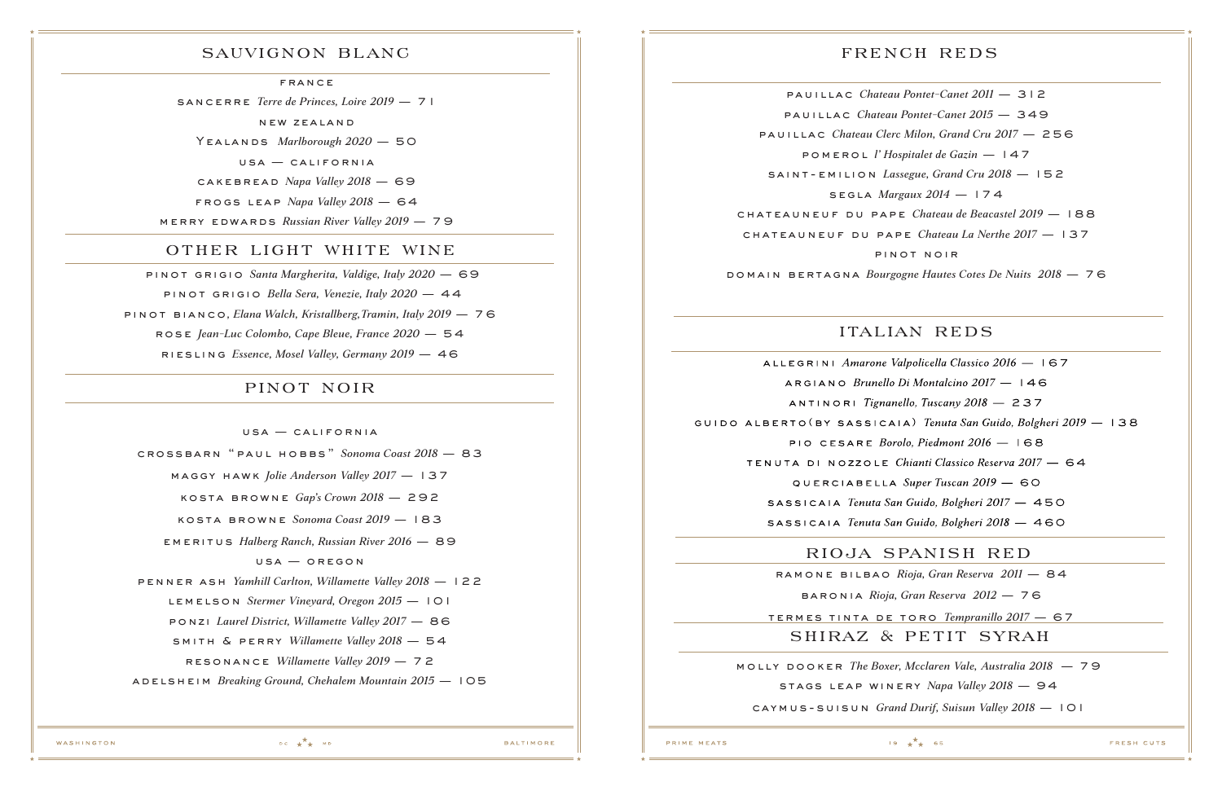## SAUVIGNON BLANC

### FRANCE

SANCERRE *Terre de Princes, Loire 2019* — 71

### NEW ZEALAND

YEALANDS *Marlborough 2020* — 50

### USA — CALIFORNIA

CAKEBREAD *Napa Valley 2018* — 69

FROGS LEAP *Napa Valley 2018* — 64

MERRY EDWARDS *Russian River Valley 2019* — 79

## OTHER LIGHT WHITE WINE

PINOT GRIGIO *Santa Margherita, Valdige, Italy 2020* — 69

PINOT GRIGIO *Bella Sera, Venezie, Italy 2020* — 44

PINOT BIANCO, *Elana Walch, Kristallberg,Tramin, Italy 2019* — 76

ROSE *Jean-Luc Colombo, Cape Bleue, France 2020* — 54

RIESLING *Essence, Mosel Valley, Germany 2019* — 46

## PINOT NOIR

### USA — CALIFORNIA

CROSSBARN "PAUL HOBBS" *Sonoma Coast 2018* — 83

MAGGY HAWK *Jolie Anderson Valley 2017* — 137

KOSTA BROWNE *Gap's Crown 2018* — 292

KOSTA BROWNE *Sonoma Coast 2019* — 183

EMERITUS *Halberg Ranch, Russian River 2016* — 89

### USA — OREGON

PENNER ASH *Yamhill Carlton, Willamette Valley 2018* — 122

LEMELSON *Stermer Vineyard, Oregon 2015* — 101

PONZI *Laurel District, Willamette Valley 2017* — 86

SMITH & PERRY *Willamette Valley 2018* — 54

RESONANCE *Willamette Valley 2019* — 72

ADELSHEIM *Breaking Ground, Chehalem Mountain 2015* — 105

## FRENCH REDS

PAUILLAC *Chateau Pontet-Canet 2011* — 312

PAUILLAC *Chateau Pontet-Canet 2015* — 349

PAUILLAC *Chateau Clerc Milon, Grand Cru 2017* — 256

POMEROL *l' Hospitalet de Gazin* — 147

SAINT-EMILION *Lassegue, Grand Cru 2018* — 152

SEGLA *Margaux 2014* — 174

CHATEAUNEUF DU PAPE *Chateau de Beacastel 2019* — 188

CHATEAUNEUF DU PAPE *Chateau La Nerthe 2017* — 137

### PINOT NOIR

DOMAIN BERTAGNA *Bourgogne Hautes Cotes De Nuits 2018* — 76

## ITALIAN REDS

ALLEGRINI *Amarone Valpolicella Classico 2016* — 167

ARGIANO *Brunello Di Montalcino 2017* — 146

ANTINORI *Tignanello, Tuscany 2018* — 237

GUIDO ALBERTO(BY SASSICAIA) *Tenuta San Guido, Bolgheri 2019* — 138

PIO CESARE *Borolo, Piedmont 2016* — 168

TENUTA DI NOZZOLE *Chianti Classico Reserva 2017* — 64

QUERCIABELLA *Super Tuscan 2019* — 60

SASSICAIA *Tenuta San Guido, Bolgheri 2017* — 450

SASSICAIA *Tenuta San Guido, Bolgheri 2018* — 460

## RIOJA SPANISH RED

RAMONE BILBAO *Rioja, Gran Reserva 2011* — 84

BARONIA *Rioja, Gran Reserva 2012* — 76

TERMES TINTA DE TORO *Tempranillo 2017* — 67

## SHIRAZ & PETIT SYRAH

MOLLY DOOKER *The Boxer, Mcclaren Vale, Australia 2018* — 79

STAGS LEAP WINERY *Napa Valley 2018* — 94

CAYMUS-SUISUN *Grand Durif, Suisun Valley 2018* — 101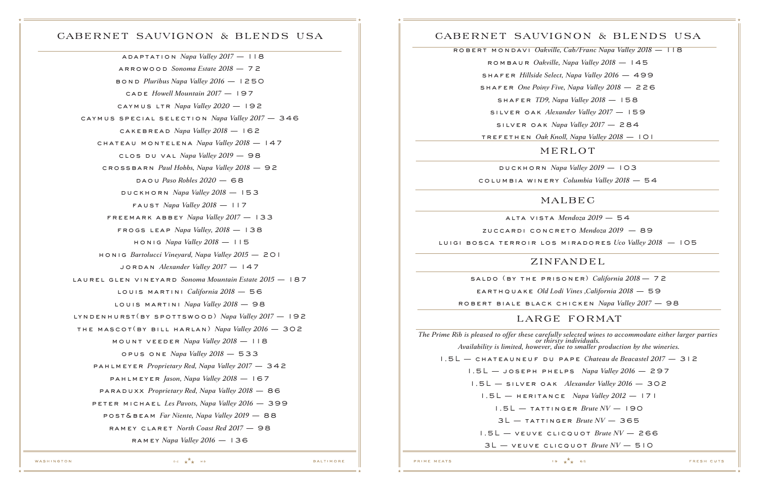## CABERNET SAUVIGNON & BLENDS USA

ADAPTATION *Napa Valley 2017* — 118

ARROWOOD *Sonoma Estate 2018* — 72

BOND *Pluribus Napa Valley 2016* — 1250

CADE *Howell Mountain 2017* — 197

CAYMUS LTR *Napa Valley 2020* — 192

CAYMUS SPECIAL SELECTION *Napa Valley 2017* — 346

CAKEBREAD *Napa Valley 2018* — 162

CHATEAU MONTELENA *Napa Valley 2018* — 147

CLOS DU VAL *Napa Valley 2019* — 98

CROSSBARN *Paul Hobbs, Napa Valley 2018* — 92

DAOU *Paso Robles 2020* — 68

DUCKHORN *Napa Valley 2018* — 153

FAUST *Napa Valley 2018* — 117

FREEMARK ABBEY *Napa Valley 2017* — 133

FROGS LEAP *Napa Valley, 2018* — 138

HONIG *Napa Valley 2018* — 115

HONIG *Bartolucci Vineyard, Napa Valley 2015* — 201

JORDAN *Alexander Valley 2017* — 147

LAUREL GLEN VINEYARD *Sonoma Mountain Estate 2015* — 187

LOUIS MARTINI *California 2018* — 56

LOUIS MARTINI *Napa Valley 2018* — 98

LYNDENHURST(BY SPOTTSWOOD) *Napa Valley 2017* — 192

THE MASCOT(BY BILL HARLAN) *Napa Valley 2016* — 302

MOUNT VEEDER *Napa Valley 2018* — 118

OPUS ONE *Napa Valley 2018* — 533

PAHLMEYER *Proprietary Red, Napa Valley 2017* — 342

PAHLMEYER *Jason, Napa Valley 2018* — 167

PARADUXX *Proprietary Red, Napa Valley 2018* — 86

PETER MICHAEL *Les Pavots, Napa Valley 2016* — 399

POST&BEAM *Far Niente, Napa Valley 2019* — 88

RAMEY CLARET *North Coast Red 2017* — 98

RAMEY *Napa Valley 2016* — 136

## CABERNET SAUVIGNON & BLENDS USA

ROBERT MONDAVI *Oakville, Cab/Franc Napa Valley 2018* — 118

ROMBAUR *Oakville, Napa Valley 2018* — 145

SHAFER *Hillside Select, Napa Valley 2016* — 499

SHAFER *One Poiny Five, Napa Valley 2018* — 226

SHAFER *TD9, Napa Valley 2018* — 158

SILVER OAK *Alexander Valley 2017* — 159

SILVER OAK *Napa Valley 2017* — 284

TREFETHEN *Oak Knoll, Napa Valley 2018* — 101

## MERLOT

DUCKHORN *Napa Valley 2019* — 103

COLUMBIA WINERY *Columbia Valley 2018* — 54

## MALBEC

ALTA VISTA *Mendoza 2019* — 54

ZUCCARDI CONCRETO *Mendoza 2019* — 89

LUIGI BOSCA TERROIR LOS MIRADORES *Uco Valley 2018* — 105

## ZINFANDEL

SALDO (BY THE PRISONER) *California 2018* — 72

EARTHQUAKE *Old Lodi Vines ,California 2018* — 59

ROBERT BIALE BLACK CHICKEN *Napa Valley 2017* — 98

## LARGE FORMAT

*The Prime Rib is pleased to offer these carefully selected wines to accommodate either larger parties or thirsty individuals. Availability is limited, however, due to smaller production by the wineries.*

1.5L — CHATEAUNEUF DU PAPE *Chateau de Beacastel 2017* — 312

1.5L — JOSEPH PHELPS *Napa Valley 2016* — 297

1.5L — SILVER OAK *Alexander Valley 2016* — 302

1.5L — HERITANCE *Napa Valley 2012* — 171

1.5L — TATTINGER *Brute NV* — 190

3L — TATTINGER *Brute NV* — 365

1.5L — VEUVE CLICQUOT *Brute NV* — 266

3L — VEUVE CLICQUOT *Brute NV* — 510